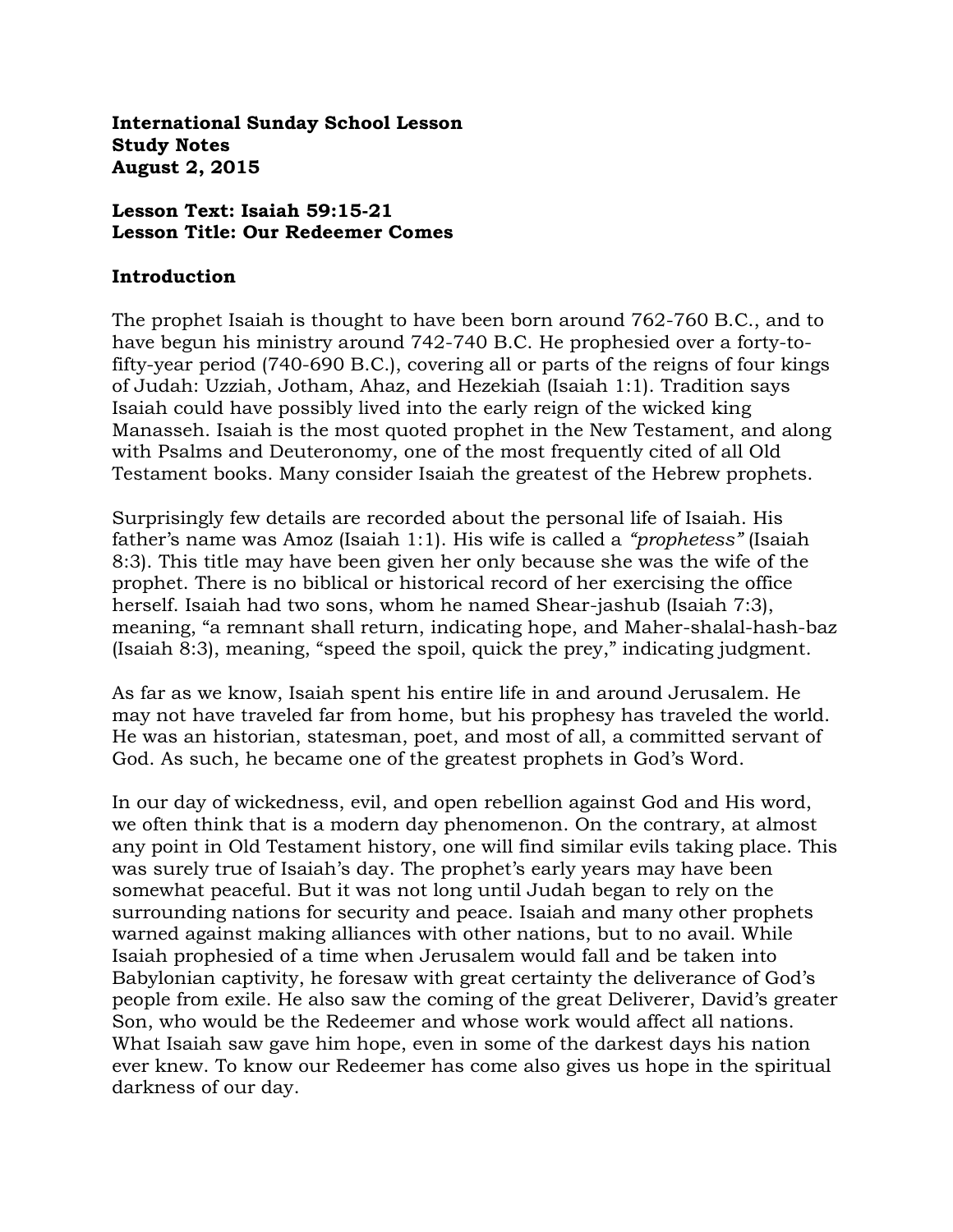**International Sunday School Lesson**
**Study Notes**
**August 2, 2015**

**Lesson Text: Isaiah 59:15-21**
**Lesson Title: Our Redeemer Comes**

## Introduction

The prophet Isaiah is thought to have been born around 762-760 B.C., and to have begun his ministry around 742-740 B.C. He prophesied over a forty-to-fifty-year period (740-690 B.C.), covering all or parts of the reigns of four kings of Judah: Uzziah, Jotham, Ahaz, and Hezekiah (Isaiah 1:1). Tradition says Isaiah could have possibly lived into the early reign of the wicked king Manasseh. Isaiah is the most quoted prophet in the New Testament, and along with Psalms and Deuteronomy, one of the most frequently cited of all Old Testament books. Many consider Isaiah the greatest of the Hebrew prophets.

Surprisingly few details are recorded about the personal life of Isaiah. His father's name was Amoz (Isaiah 1:1). His wife is called a *"prophetess"* (Isaiah 8:3). This title may have been given her only because she was the wife of the prophet. There is no biblical or historical record of her exercising the office herself. Isaiah had two sons, whom he named Shear-jashub (Isaiah 7:3), meaning, "a remnant shall return, indicating hope, and Maher-shalal-hash-baz (Isaiah 8:3), meaning, "speed the spoil, quick the prey," indicating judgment.

As far as we know, Isaiah spent his entire life in and around Jerusalem. He may not have traveled far from home, but his prophesy has traveled the world. He was an historian, statesman, poet, and most of all, a committed servant of God. As such, he became one of the greatest prophets in God's Word.

In our day of wickedness, evil, and open rebellion against God and His word, we often think that is a modern day phenomenon. On the contrary, at almost any point in Old Testament history, one will find similar evils taking place. This was surely true of Isaiah's day. The prophet's early years may have been somewhat peaceful. But it was not long until Judah began to rely on the surrounding nations for security and peace. Isaiah and many other prophets warned against making alliances with other nations, but to no avail. While Isaiah prophesied of a time when Jerusalem would fall and be taken into Babylonian captivity, he foresaw with great certainty the deliverance of God's people from exile. He also saw the coming of the great Deliverer, David's greater Son, who would be the Redeemer and whose work would affect all nations. What Isaiah saw gave him hope, even in some of the darkest days his nation ever knew. To know our Redeemer has come also gives us hope in the spiritual darkness of our day.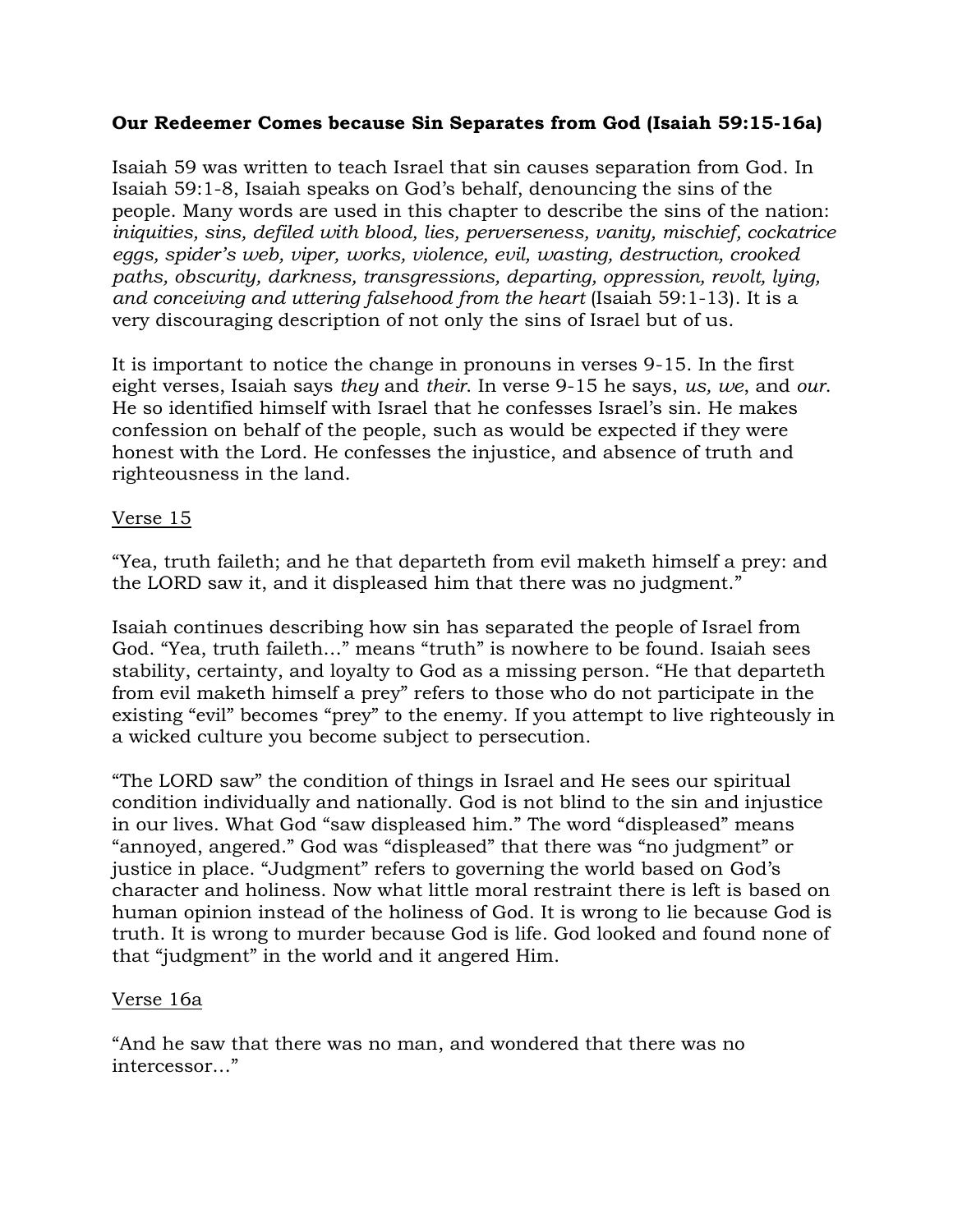**Our Redeemer Comes because Sin Separates from God (Isaiah 59:15-16a)**

Isaiah 59 was written to teach Israel that sin causes separation from God. In Isaiah 59:1-8, Isaiah speaks on God's behalf, denouncing the sins of the people. Many words are used in this chapter to describe the sins of the nation: *iniquities, sins, defiled with blood, lies, perverseness, vanity, mischief, cockatrice eggs, spider's web, viper, works, violence, evil, wasting, destruction, crooked paths, obscurity, darkness, transgressions, departing, oppression, revolt, lying, and conceiving and uttering falsehood from the heart* (Isaiah 59:1-13). It is a very discouraging description of not only the sins of Israel but of us.

It is important to notice the change in pronouns in verses 9-15. In the first eight verses, Isaiah says *they* and *their*. In verse 9-15 he says, *us, we*, and *our*. He so identified himself with Israel that he confesses Israel's sin. He makes confession on behalf of the people, such as would be expected if they were honest with the Lord. He confesses the injustice, and absence of truth and righteousness in the land.

<u>Verse 15</u>

"Yea, truth faileth; and he that departeth from evil maketh himself a prey: and the LORD saw it, and it displeased him that there was no judgment."

Isaiah continues describing how sin has separated the people of Israel from God. "Yea, truth faileth…" means "truth" is nowhere to be found. Isaiah sees stability, certainty, and loyalty to God as a missing person. "He that departeth from evil maketh himself a prey" refers to those who do not participate in the existing "evil" becomes "prey" to the enemy. If you attempt to live righteously in a wicked culture you become subject to persecution.

"The LORD saw" the condition of things in Israel and He sees our spiritual condition individually and nationally. God is not blind to the sin and injustice in our lives. What God "saw displeased him." The word "displeased" means "annoyed, angered." God was "displeased" that there was "no judgment" or justice in place. "Judgment" refers to governing the world based on God's character and holiness. Now what little moral restraint there is left is based on human opinion instead of the holiness of God. It is wrong to lie because God is truth. It is wrong to murder because God is life. God looked and found none of that "judgment" in the world and it angered Him.

<u>Verse 16a</u>

"And he saw that there was no man, and wondered that there was no intercessor…"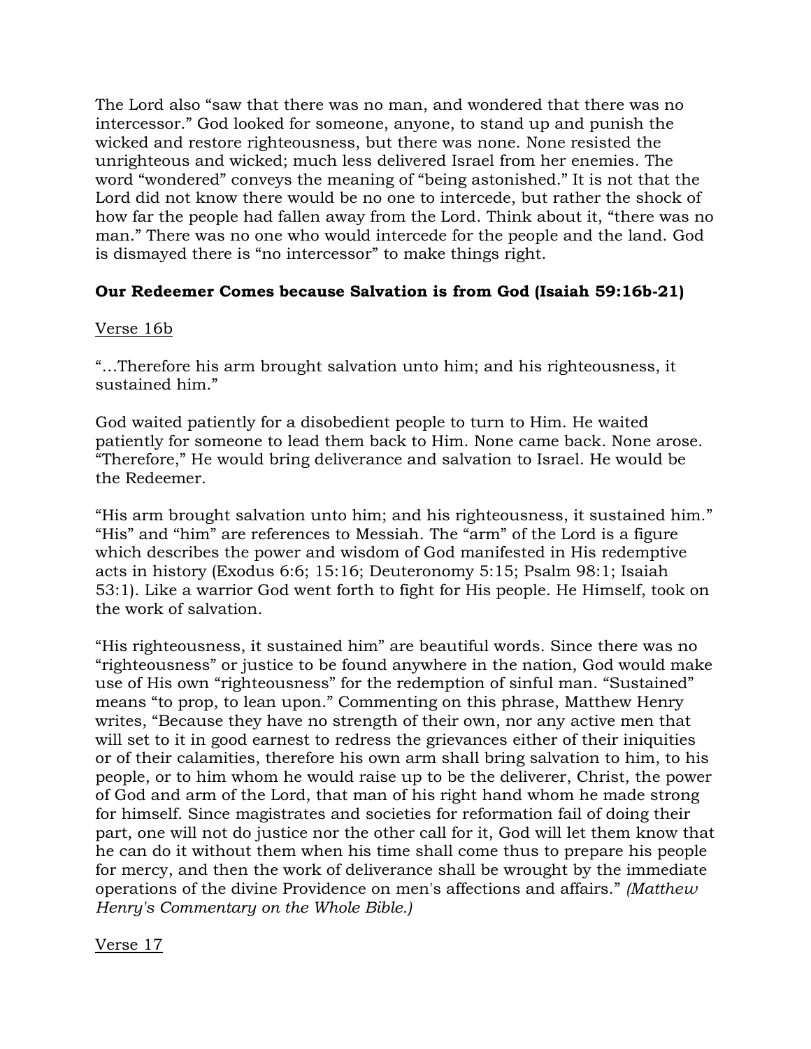The Lord also "saw that there was no man, and wondered that there was no intercessor." God looked for someone, anyone, to stand up and punish the wicked and restore righteousness, but there was none. None resisted the unrighteous and wicked; much less delivered Israel from her enemies. The word "wondered" conveys the meaning of "being astonished." It is not that the Lord did not know there would be no one to intercede, but rather the shock of how far the people had fallen away from the Lord. Think about it, "there was no man." There was no one who would intercede for the people and the land. God is dismayed there is "no intercessor" to make things right.

**Our Redeemer Comes because Salvation is from God (Isaiah 59:16b-21)**

Verse 16b

"…Therefore his arm brought salvation unto him; and his righteousness, it sustained him."

God waited patiently for a disobedient people to turn to Him. He waited patiently for someone to lead them back to Him. None came back. None arose. "Therefore," He would bring deliverance and salvation to Israel. He would be the Redeemer.

"His arm brought salvation unto him; and his righteousness, it sustained him." "His" and "him" are references to Messiah. The "arm" of the Lord is a figure which describes the power and wisdom of God manifested in His redemptive acts in history (Exodus 6:6; 15:16; Deuteronomy 5:15; Psalm 98:1; Isaiah 53:1). Like a warrior God went forth to fight for His people. He Himself, took on the work of salvation.

"His righteousness, it sustained him" are beautiful words. Since there was no "righteousness" or justice to be found anywhere in the nation, God would make use of His own "righteousness" for the redemption of sinful man. "Sustained" means "to prop, to lean upon." Commenting on this phrase, Matthew Henry writes, "Because they have no strength of their own, nor any active men that will set to it in good earnest to redress the grievances either of their iniquities or of their calamities, therefore his own arm shall bring salvation to him, to his people, or to him whom he would raise up to be the deliverer, Christ, the power of God and arm of the Lord, that man of his right hand whom he made strong for himself. Since magistrates and societies for reformation fail of doing their part, one will not do justice nor the other call for it, God will let them know that he can do it without them when his time shall come thus to prepare his people for mercy, and then the work of deliverance shall be wrought by the immediate operations of the divine Providence on men's affections and affairs." *(Matthew Henry's Commentary on the Whole Bible.)*

Verse 17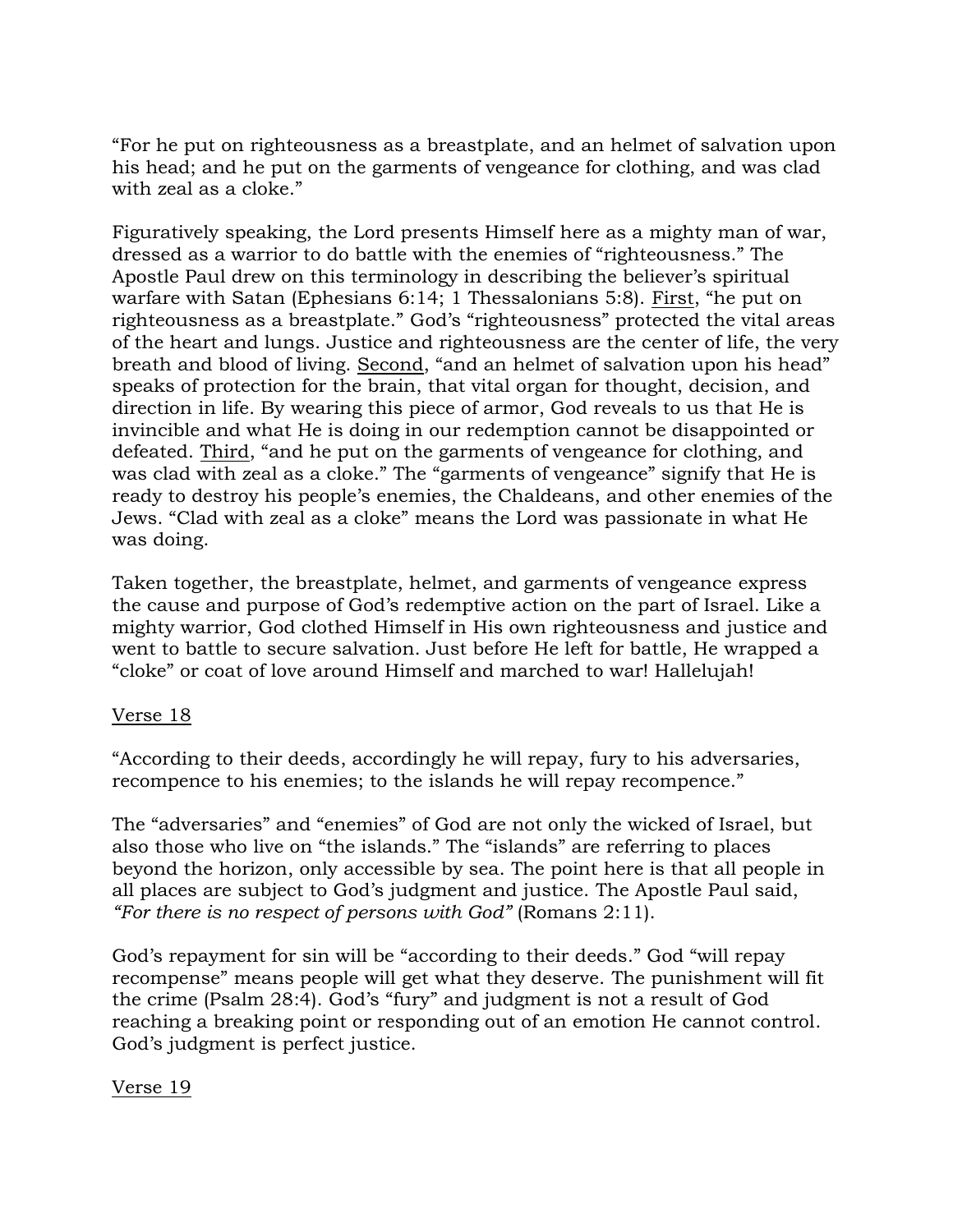"For he put on righteousness as a breastplate, and an helmet of salvation upon his head; and he put on the garments of vengeance for clothing, and was clad with zeal as a cloke."

Figuratively speaking, the Lord presents Himself here as a mighty man of war, dressed as a warrior to do battle with the enemies of "righteousness." The Apostle Paul drew on this terminology in describing the believer's spiritual warfare with Satan (Ephesians 6:14; 1 Thessalonians 5:8). <u>First</u>, "he put on righteousness as a breastplate." God's "righteousness" protected the vital areas of the heart and lungs. Justice and righteousness are the center of life, the very breath and blood of living. <u>Second</u>, "and an helmet of salvation upon his head" speaks of protection for the brain, that vital organ for thought, decision, and direction in life. By wearing this piece of armor, God reveals to us that He is invincible and what He is doing in our redemption cannot be disappointed or defeated. <u>Third</u>, "and he put on the garments of vengeance for clothing, and was clad with zeal as a cloke." The "garments of vengeance" signify that He is ready to destroy his people's enemies, the Chaldeans, and other enemies of the Jews. "Clad with zeal as a cloke" means the Lord was passionate in what He was doing.

Taken together, the breastplate, helmet, and garments of vengeance express the cause and purpose of God's redemptive action on the part of Israel. Like a mighty warrior, God clothed Himself in His own righteousness and justice and went to battle to secure salvation. Just before He left for battle, He wrapped a "cloke" or coat of love around Himself and marched to war! Hallelujah!

<u>Verse 18</u>

"According to their deeds, accordingly he will repay, fury to his adversaries, recompence to his enemies; to the islands he will repay recompence."

The "adversaries" and "enemies" of God are not only the wicked of Israel, but also those who live on "the islands." The "islands" are referring to places beyond the horizon, only accessible by sea. The point here is that all people in all places are subject to God's judgment and justice. The Apostle Paul said, *"For there is no respect of persons with God"* (Romans 2:11).

God's repayment for sin will be "according to their deeds." God "will repay recompense" means people will get what they deserve. The punishment will fit the crime (Psalm 28:4). God's "fury" and judgment is not a result of God reaching a breaking point or responding out of an emotion He cannot control. God's judgment is perfect justice.

<u>Verse 19</u>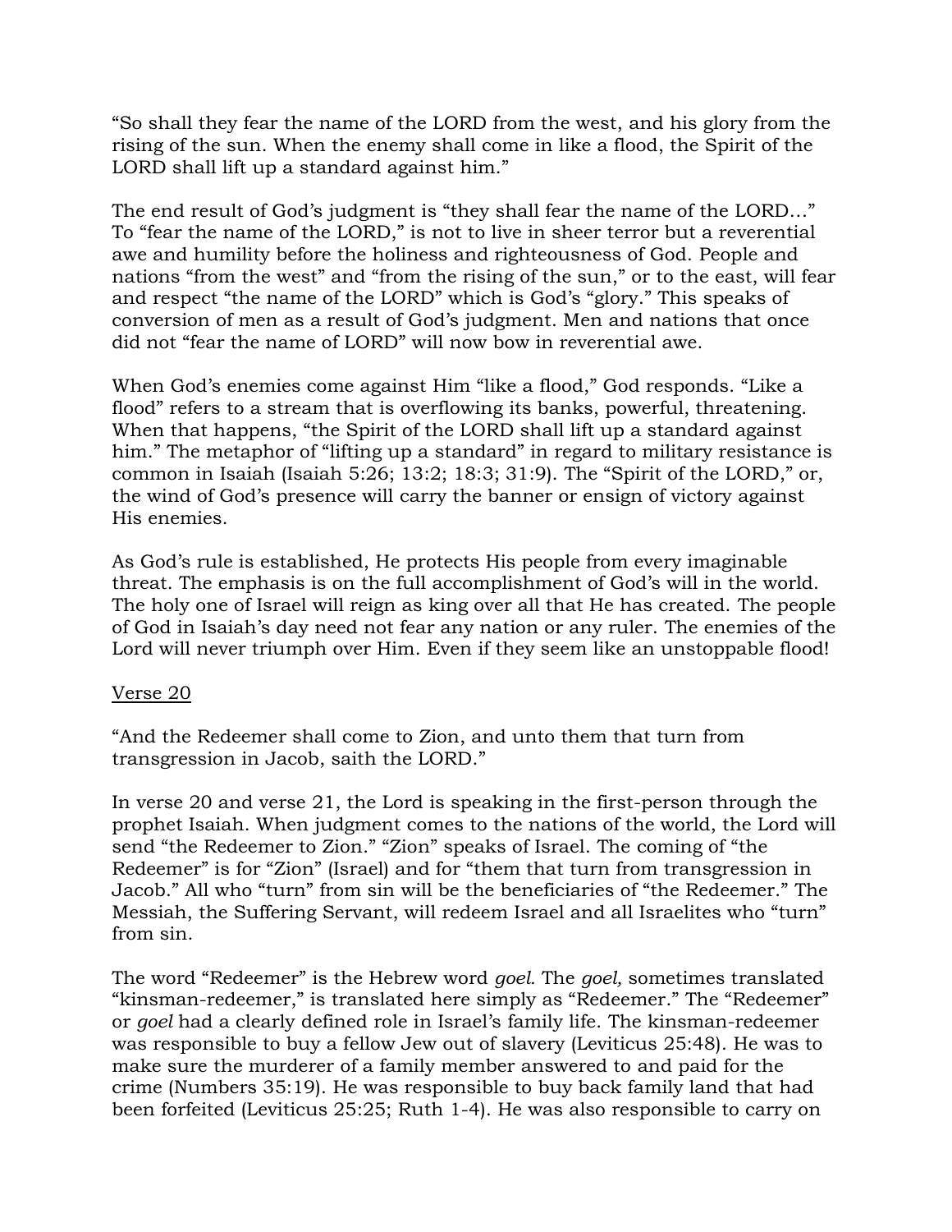"So shall they fear the name of the LORD from the west, and his glory from the rising of the sun. When the enemy shall come in like a flood, the Spirit of the LORD shall lift up a standard against him."

The end result of God's judgment is "they shall fear the name of the LORD…" To "fear the name of the LORD," is not to live in sheer terror but a reverential awe and humility before the holiness and righteousness of God. People and nations "from the west" and "from the rising of the sun," or to the east, will fear and respect "the name of the LORD" which is God's "glory." This speaks of conversion of men as a result of God's judgment. Men and nations that once did not "fear the name of LORD" will now bow in reverential awe.

When God's enemies come against Him "like a flood," God responds. "Like a flood" refers to a stream that is overflowing its banks, powerful, threatening. When that happens, "the Spirit of the LORD shall lift up a standard against him." The metaphor of "lifting up a standard" in regard to military resistance is common in Isaiah (Isaiah 5:26; 13:2; 18:3; 31:9). The "Spirit of the LORD," or, the wind of God's presence will carry the banner or ensign of victory against His enemies.

As God's rule is established, He protects His people from every imaginable threat. The emphasis is on the full accomplishment of God's will in the world. The holy one of Israel will reign as king over all that He has created. The people of God in Isaiah's day need not fear any nation or any ruler. The enemies of the Lord will never triumph over Him. Even if they seem like an unstoppable flood!

<u>Verse 20</u>

"And the Redeemer shall come to Zion, and unto them that turn from transgression in Jacob, saith the LORD."

In verse 20 and verse 21, the Lord is speaking in the first-person through the prophet Isaiah. When judgment comes to the nations of the world, the Lord will send "the Redeemer to Zion." "Zion" speaks of Israel. The coming of "the Redeemer" is for "Zion" (Israel) and for "them that turn from transgression in Jacob." All who "turn" from sin will be the beneficiaries of "the Redeemer." The Messiah, the Suffering Servant, will redeem Israel and all Israelites who "turn" from sin.

The word "Redeemer" is the Hebrew word *goel*. The *goel,* sometimes translated "kinsman-redeemer," is translated here simply as "Redeemer." The "Redeemer" or *goel* had a clearly defined role in Israel's family life. The kinsman-redeemer was responsible to buy a fellow Jew out of slavery (Leviticus 25:48). He was to make sure the murderer of a family member answered to and paid for the crime (Numbers 35:19). He was responsible to buy back family land that had been forfeited (Leviticus 25:25; Ruth 1-4). He was also responsible to carry on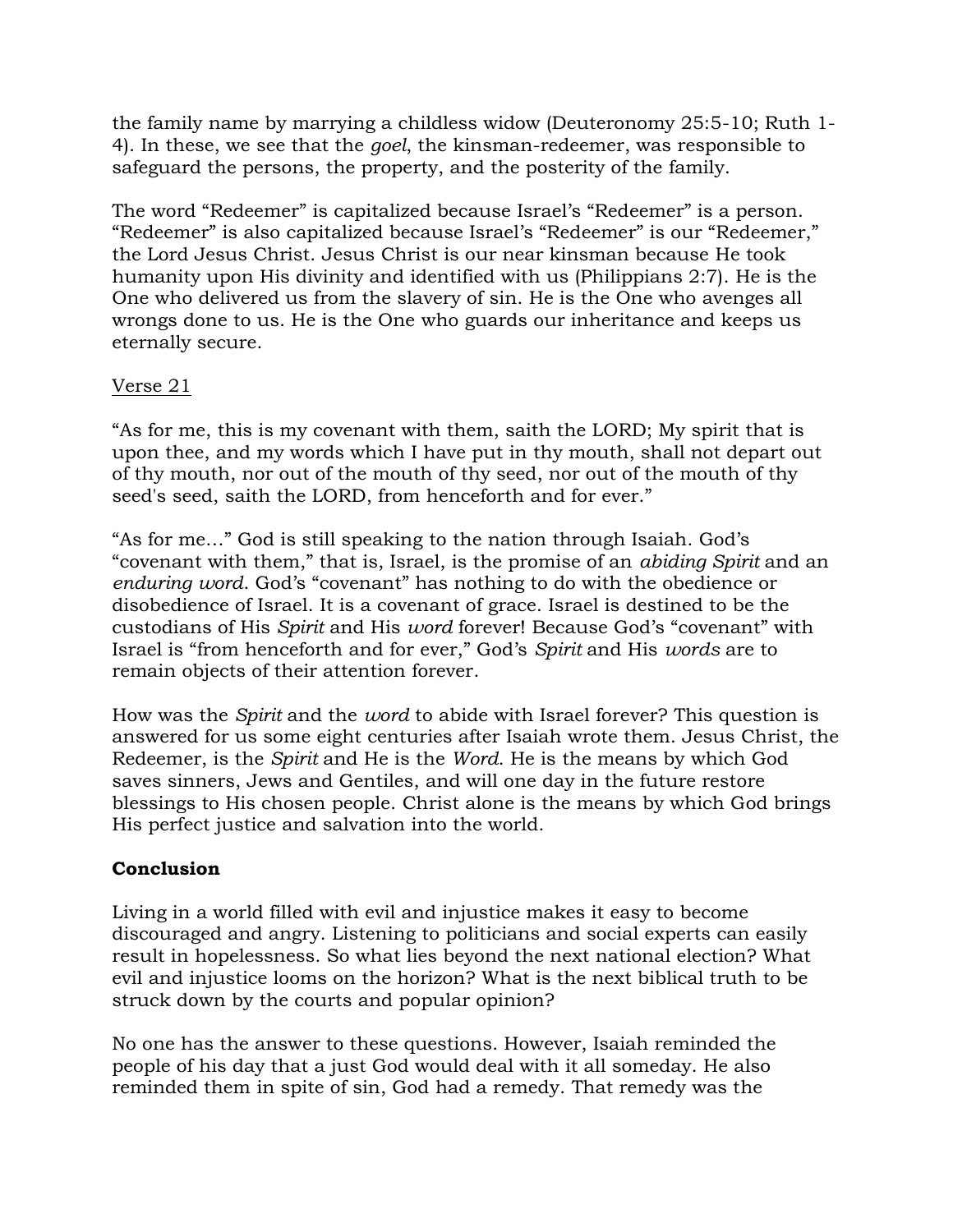the family name by marrying a childless widow (Deuteronomy 25:5-10; Ruth 1-4). In these, we see that the *goel*, the kinsman-redeemer, was responsible to safeguard the persons, the property, and the posterity of the family.

The word "Redeemer" is capitalized because Israel's "Redeemer" is a person. "Redeemer" is also capitalized because Israel's "Redeemer" is our "Redeemer," the Lord Jesus Christ. Jesus Christ is our near kinsman because He took humanity upon His divinity and identified with us (Philippians 2:7). He is the One who delivered us from the slavery of sin. He is the One who avenges all wrongs done to us. He is the One who guards our inheritance and keeps us eternally secure.

<u>Verse 21</u>

"As for me, this is my covenant with them, saith the LORD; My spirit that is upon thee, and my words which I have put in thy mouth, shall not depart out of thy mouth, nor out of the mouth of thy seed, nor out of the mouth of thy seed's seed, saith the LORD, from henceforth and for ever."

"As for me…" God is still speaking to the nation through Isaiah. God's "covenant with them," that is, Israel, is the promise of an *abiding Spirit* and an *enduring word*. God's "covenant" has nothing to do with the obedience or disobedience of Israel. It is a covenant of grace. Israel is destined to be the custodians of His *Spirit* and His *word* forever! Because God's "covenant" with Israel is "from henceforth and for ever," God's *Spirit* and His *words* are to remain objects of their attention forever.

How was the *Spirit* and the *word* to abide with Israel forever? This question is answered for us some eight centuries after Isaiah wrote them. Jesus Christ, the Redeemer, is the *Spirit* and He is the *Word*. He is the means by which God saves sinners, Jews and Gentiles, and will one day in the future restore blessings to His chosen people. Christ alone is the means by which God brings His perfect justice and salvation into the world.

**Conclusion**

Living in a world filled with evil and injustice makes it easy to become discouraged and angry. Listening to politicians and social experts can easily result in hopelessness. So what lies beyond the next national election? What evil and injustice looms on the horizon? What is the next biblical truth to be struck down by the courts and popular opinion?

No one has the answer to these questions. However, Isaiah reminded the people of his day that a just God would deal with it all someday. He also reminded them in spite of sin, God had a remedy. That remedy was the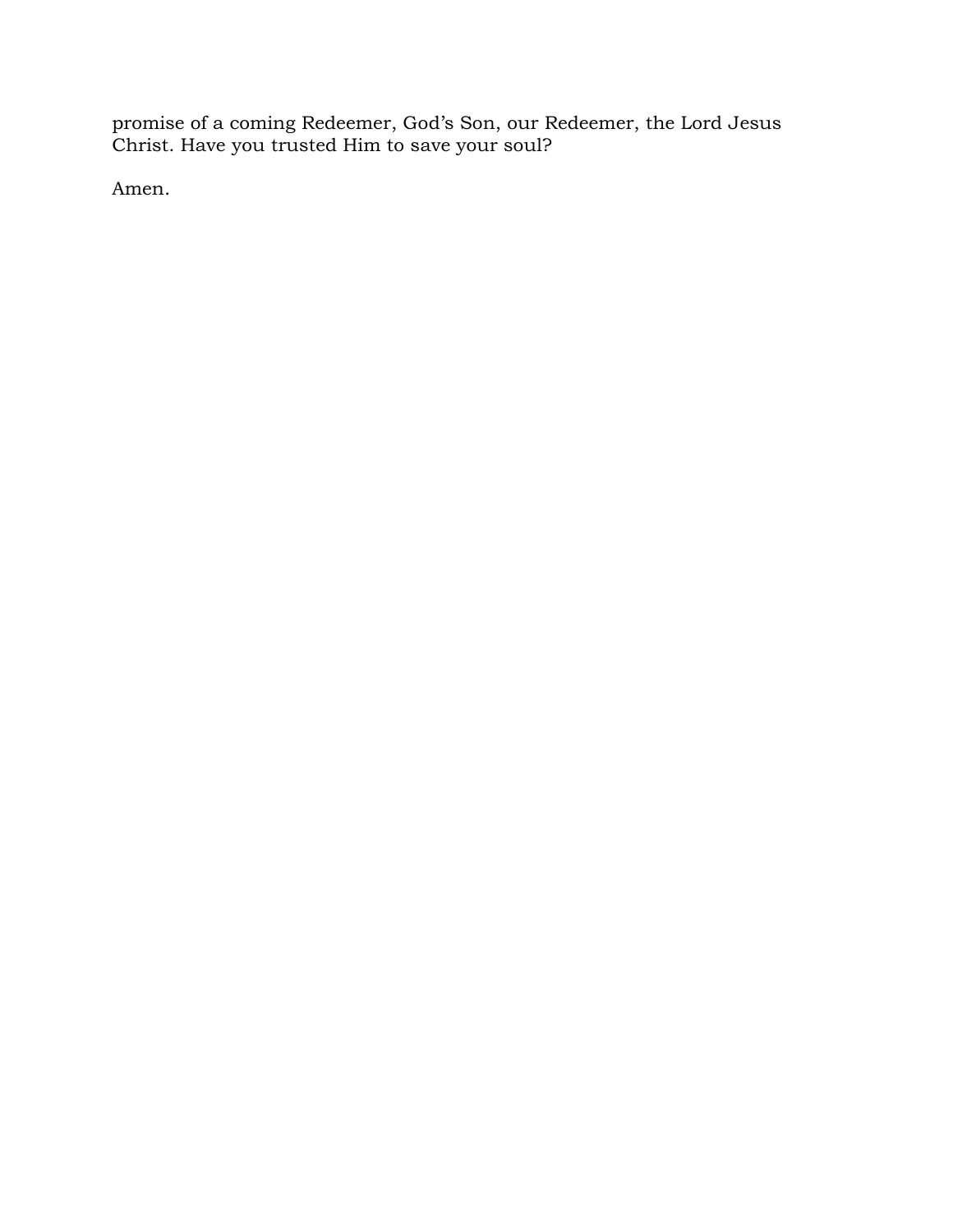promise of a coming Redeemer, God's Son, our Redeemer, the Lord Jesus Christ. Have you trusted Him to save your soul?

Amen.